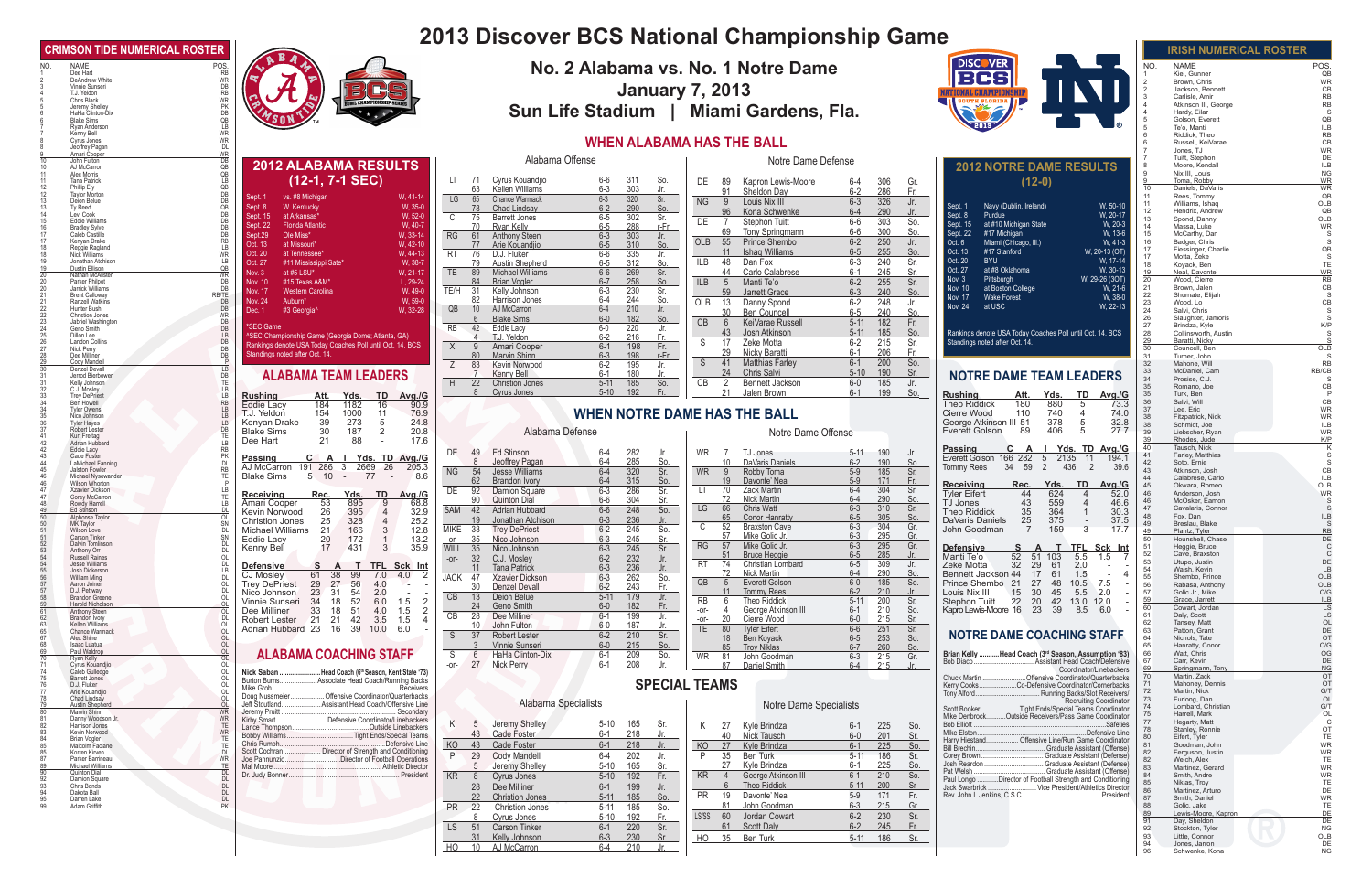# 2013 Discover BCS National Championship Game

## No. 2 Alabama vs. No. 1 Notre Dame

## January 7, 2013

## Sun Life Stadium | Miami Gardens, Fla.

## CRIMSON TIDE NUMERICAL ROSTER

| NO. | NAME | POS. |
|---|---|---|
| 1 | Dee Hart | RB |
| 2 | DeAndrew White | WR |
| 3 | Vinnie Sunseri | DB |
| 4 | T.J. Yeldon | RB |
| 5 | Chris Black | WR |
| 5 | Jeremy Shelley | PK |
| 6 | HaHa Clinton-Dix | DB |
| 6 | Blake Sims | QB |
| 7 | Ryan Anderson | LB |
| 7 | Kenny Bell | WR |
| 8 | Cyrus Jones | WR |
| 8 | Jeoffrey Pagan | DL |
| 9 | Amari Cooper | WR |
| 10 | John Fulton | DB |
| 10 | AJ McCarron | QB |
| 11 | Alec Morris | QB |
| 11 | Tana Patrick | LB |
| 12 | Phillip Ely | QB |
| 12 | Taylor Morton | DB |
| 13 | Deion Belue | DB |
| 13 | Ty Reed | QB |
| 14 | Levi Cook | DB |
| 15 | Eddie Williams | DB |
| 16 | Bradley Sylve | DB |
| 17 | Caleb Castille | DB |
| 17 | Kenyan Drake | RB |
| 18 | Reggie Ragland | LB |
| 18 | Nick Williams | WR |
| 19 | Jonathan Atchison | LB |
| 19 | Dustin Ellison | QB |
| 20 | Nathan McAlister | WR |
| 20 | Parker Philpot | DB |
| 20 | Jarrick Williams | DB |
| 21 | Brent Calloway | RB/TE |
| 21 | Ranzell Watkins | DB |
| 22 | Hunter Bush | DB |
| 22 | Christion Jones | WR |
| 23 | Jabriel Washington | DB |
| 24 | Geno Smith | DB |
| 25 | Dillon Lee | LB |
| 26 | Landon Collins | DB |
| 27 | Nick Perry | DB |
| 28 | Dee Milliner | DB |
| 29 | Cody Mandell | P |
| 30 | Denzel Devall | LB |
| 31 | Jerrod Bierbower | DB |
| 31 | Kelly Johnson | TE |
| 32 | C.J. Mosley | LB |
| 33 | Trey DePriest | LB |
| 34 | Ben Howell | RB |
| 34 | Tyler Owens | LB |
| 35 | Nico Johnson | LB |
| 36 | Tyler Hayes | DB |
| 37 | Robert Lester | DB |
| 41 | Kurt Freitag | TE |
| 42 | Adrian Hubbard | LB |
| 42 | Eddie Lacy | RB |
| 43 | Cade Foster | PK |
| 44 | LaMichael Fanning | DL |
| 45 | Jalston Fowler | RB |
| 46 | Michael Nysewander | TE |
| 46 | Wilson Whorton | P |
| 47 | Xzavier Dickson | LB |
| 47 | Corey McCarron | TE |
| 48 | Rowdy Harrell | LB |
| 49 | Ed Stinson | DL |
| 50 | Alphonse Taylor | OL |
| 50 | MK Taylor | SN |
| 51 | Wilson Love | DL |
| 51 | Carson Tinker | SN |
| 52 | Dalvin Tomlinson | DL |
| 53 | Anthony Orr | DL |
| 54 | Russell Raines | OL |
| 54 | Jesse Williams | DL |
| 55 | Josh Dickerson | LB |
| 56 | William Ming | DL |
| 57 | Aaron Joiner | OL |
| 57 | D.J. Pettway | DL |
| 58 | Brandon Greene | OL |
| 59 | Harold Nicholson | OL |
| 61 | Anthony Steen | OL |
| 62 | Brandon Ivory | DL |
| 63 | Kellen Williams | OL |
| 65 | Chance Warmack | OL |
| 67 | Alex Shine | OL |
| 68 | Isaac Luatua | OL |
| 69 | Paul Waldrop | OL |
| 70 | Ryan Kelly | OL |
| 71 | Cyrus Kouandjio | OL |
| 74 | Caleb Gulledge | OL |
| 75 | Barrett Jones | OL |
| 76 | D.J. Fluker | OL |
| 77 | Arie Kouandjio | OL |
| 78 | Chad Lindsay | OL |
| 79 | Austin Shepherd | OL |
| 80 | Marvin Shinn | WR |
| 81 | Danny Woodson Jr. | WR |
| 82 | Harrison Jones | TE |
| 83 | Kevin Norwood | WR |
| 84 | Brian Vogler | TE |
| 85 | Malcolm Faciane | TE |
| 86 | Korren Kirven | DL |
| 87 | Parker Barrineau | WR |
| 89 | Michael Williams | TE |
| 90 | Quinton Dial | DL |
| 92 | Damion Square | DL |
| 93 | Chris Bonds | DL |
| 94 | Dakota Ball | DL |
| 95 | Darren Lake | DL |
| 99 | Adam Griffith | PK |

## 2012 ALABAMA RESULTS (12-1, 7-1 SEC)

| Date | Opponent | Result |
|---|---|---|
| Sept. 1 | vs. #8 Michigan | W, 41-14 |
| Sept. 8 | W. Kentucky | W, 35-0 |
| Sept. 15 | at Arkansas* | W, 52-0 |
| Sept. 22 | Florida Atlantic | W, 40-7 |
| Sept.29 | Ole Miss* | W, 33-14 |
| Oct. 13 | at Missouri* | W, 42-10 |
| Oct. 20 | at Tennessee* | W, 44-13 |
| Oct. 27 | #11 Mississippi State* | W, 38-7 |
| Nov. 3 | at #5 LSU* | W, 21-17 |
| Nov. 10 | #15 Texas A&M* | L, 29-24 |
| Nov. 17 | Western Carolina | W, 49-0 |
| Nov. 24 | Auburn* | W, 59-0 |
| Dec. 1 | #3 Georgia^ | W, 32-28 |

*SEC Game
^SEC Championship Game (Georgia Dome; Atlanta, GA)
Rankings denote USA Today Coaches Poll until Oct. 14. BCS Standings noted after Oct. 14.

## ALABAMA TEAM LEADERS

| Rushing | Att. | Yds. | TD | Avg./G |
|---|---|---|---|---|
| Eddie Lacy | 184 | 1182 | 16 | 90.9 |
| T.J. Yeldon | 154 | 1000 | 11 | 76.9 |
| Kenyan Drake | 39 | 273 | 5 | 24.8 |
| Blake Sims | 30 | 187 | 2 | 20.8 |
| Dee Hart | 21 | 88 | - | 17.6 |

| Passing | C | A | I | Yds. | TD | Avg./G |
|---|---|---|---|---|---|---|
| AJ McCarron | 191 | 286 | 3 | 2669 | 26 | 205.3 |
| Blake Sims | 5 | 10 | - | 77 | - | 8.6 |

| Receiving | Rec. | Yds. | TD | Avg./G |
|---|---|---|---|---|
| Amari Cooper | 53 | 895 | 9 | 68.8 |
| Kevin Norwood | 26 | 395 | 4 | 32.9 |
| Christion Jones | 25 | 328 | 4 | 25.2 |
| Michael Williams | 21 | 166 | 3 | 12.8 |
| Eddie Lacy | 20 | 172 | 1 | 13.2 |
| Kenny Bell | 17 | 431 | 3 | 35.9 |

| Defensive | S | A | T | TFL | Sck | Int |
|---|---|---|---|---|---|---|
| CJ Mosley | 61 | 38 | 99 | 7.0 | 4.0 | 2 |
| Trey DePriest | 29 | 27 | 56 | 4.0 | - | - |
| Nico Johnson | 23 | 31 | 54 | 2.0 | - | - |
| Vinnie Sunseri | 34 | 18 | 52 | 6.0 | 1.5 | 2 |
| Dee Milliner | 33 | 18 | 51 | 4.0 | 1.5 | 2 |
| Robert Lester | 21 | 21 | 42 | 3.5 | 1.5 | 4 |
| Adrian Hubbard | 23 | 16 | 39 | 10.0 | 6.0 | - |

## ALABAMA COACHING STAFF

Nick Saban ...... Head Coach (6th Season, Kent State '73)
Burton Burns ...... Associate Head Coach/Running Backs
Mike Groh ...... Receivers
Doug Nussmeier ...... Offensive Coordinator/Quarterbacks
Jeff Stoutland ...... Assistant Head Coach/Offensive Line
Jeremy Pruitt ...... Secondary
Kirby Smart ...... Defensive Coordinator/Linebackers
Lance Thompson ...... Outside Linebackers
Bobby Williams ...... Tight Ends/Special Teams
Chris Rumph ...... Defensive Line
Scott Cochran ...... Director of Strength and Conditioning
Joe Pannunzio ...... Director of Football Operations
Mal Moore ...... Athletic Director
Dr. Judy Bonner ...... President

## WHEN ALABAMA HAS THE BALL

### Alabama Offense

| Pos | No. | Name | Ht. | Wt. | Cl. |
|---|---|---|---|---|---|
| LT | 71 | Cyrus Kouandjio | 6-6 | 311 | So. |
| | 63 | Kellen Williams | 6-3 | 303 | Jr. |
| LG | 65 | Chance Warmack | 6-3 | 320 | Sr. |
| | 78 | Chad Lindsay | 6-2 | 290 | So. |
| C | 75 | Barrett Jones | 6-5 | 302 | Sr. |
| | 70 | Ryan Kelly | 6-5 | 288 | r-Fr. |
| RG | 61 | Anthony Steen | 6-3 | 303 | Jr. |
| | 77 | Arie Kouandjio | 6-5 | 310 | So. |
| RT | 76 | D.J. Fluker | 6-6 | 335 | Jr. |
| | 79 | Austin Shepherd | 6-5 | 312 | So. |
| TE | 89 | Michael Williams | 6-6 | 269 | Sr. |
| | 84 | Brian Vogler | 6-7 | 258 | So. |
| TE/H | 31 | Kelly Johnson | 6-3 | 230 | Sr. |
| | 82 | Harrison Jones | 6-4 | 244 | So. |
| QB | 10 | AJ McCarron | 6-4 | 210 | Jr. |
| | 6 | Blake Sims | 6-0 | 182 | So. |
| RB | 42 | Eddie Lacy | 6-0 | 220 | Jr. |
| | 4 | T.J. Yeldon | 6-2 | 216 | Fr. |
| X | 9 | Amari Cooper | 6-1 | 198 | Fr. |
| | 80 | Marvin Shinn | 6-3 | 198 | r-Fr |
| Z | 83 | Kevin Norwood | 6-2 | 195 | Jr. |
| | 7 | Kenny Bell | 6-1 | 180 | Jr. |
| H | 22 | Christion Jones | 5-11 | 185 | So. |
| | 8 | Cyrus Jones | 5-10 | 192 | Fr. |

### Notre Dame Defense

| Pos | No. | Name | Ht. | Wt. | Cl. |
|---|---|---|---|---|---|
| DE | 89 | Kapron Lewis-Moore | 6-4 | 306 | Gr. |
| | 91 | Sheldon Day | 6-2 | 286 | Fr. |
| NG | 9 | Louis Nix III | 6-3 | 326 | Jr. |
| | 96 | Kona Schwenke | 6-4 | 290 | Jr. |
| DE | 7 | Stephon Tuitt | 6-6 | 303 | So. |
| | 69 | Tony Springmann | 6-6 | 300 | So. |
| OLB | 55 | Prince Shembo | 6-2 | 250 | Jr. |
| | 11 | Ishaq Williams | 6-5 | 255 | So. |
| ILB | 48 | Dan Fox | 6-3 | 240 | Sr. |
| | 44 | Carlo Calabrese | 6-1 | 245 | Sr. |
| ILB | 5 | Manti Te'o | 6-2 | 255 | Sr. |
| | 59 | Jarrett Grace | 6-3 | 240 | So. |
| OLB | 13 | Danny Spond | 6-2 | 248 | Jr. |
| | 30 | Ben Councell | 6-5 | 240 | So. |
| CB | 6 | KeiVarae Russell | 5-11 | 182 | Fr. |
| | 43 | Josh Atkinson | 5-11 | 185 | So. |
| S | 17 | Zeke Motta | 6-2 | 215 | Sr. |
| | 29 | Nicky Baratti | 6-1 | 206 | Fr. |
| S | 41 | Matthias Farley | 6-1 | 200 | So. |
| | 24 | Chris Salvi | 5-10 | 190 | Sr. |
| CB | 2 | Bennett Jackson | 6-0 | 185 | Jr. |
| | 21 | Jalen Brown | 6-1 | 199 | So. |

## WHEN NOTRE DAME HAS THE BALL

### Alabama Defense

| Pos | No. | Name | Ht. | Wt. | Cl. |
|---|---|---|---|---|---|
| DE | 49 | Ed Stinson | 6-4 | 282 | Jr. |
| | 8 | Jeoffrey Pagan | 6-4 | 285 | So. |
| NG | 54 | Jesse Williams | 6-4 | 320 | Sr. |
| | 62 | Brandon Ivory | 6-4 | 315 | So. |
| DE | 92 | Damion Square | 6-3 | 286 | Sr. |
| | 90 | Quinton Dial | 6-6 | 304 | Sr. |
| SAM | 42 | Adrian Hubbard | 6-6 | 248 | So. |
| | 19 | Jonathan Atchison | 6-3 | 236 | Jr. |
| MIKE | 33 | Trey DePriest | 6-2 | 245 | So. |
| -or- | 35 | Nico Johnson | 6-3 | 245 | Sr. |
| WILL | 35 | Nico Johnson | 6-3 | 245 | Sr. |
| -or- | 32 | C.J. Mosley | 6-2 | 232 | Jr. |
| | 11 | Tana Patrick | 6-3 | 236 | Jr. |
| JACK | 47 | Xzavier Dickson | 6-3 | 262 | So. |
| | 30 | Denzel Devall | 6-2 | 243 | Fr. |
| CB | 13 | Deion Belue | 5-11 | 179 | Jr. |
| | 24 | Geno Smith | 6-0 | 182 | Fr. |
| CB | 28 | Dee Milliner | 6-1 | 199 | Jr. |
| | 10 | John Fulton | 6-0 | 187 | Jr. |
| S | 37 | Robert Lester | 6-2 | 210 | Sr. |
| | 3 | Vinnie Sunseri | 6-0 | 215 | So. |
| S | 6 | HaHa Clinton-Dix | 6-1 | 209 | So. |
| -or- | 27 | Nick Perry | 6-1 | 208 | Jr. |

### Notre Dame Offense

| Pos | No. | Name | Ht. | Wt. | Cl. |
|---|---|---|---|---|---|
| WR | 7 | TJ Jones | 5-11 | 190 | Jr. |
| | 10 | DaVaris Daniels | 6-2 | 190 | So. |
| WR | 9 | Robby Toma | 5-9 | 185 | Sr. |
| | 19 | Davonte' Neal | 5-9 | 171 | Fr. |
| LT | 70 | Zack Martin | 6-4 | 304 | Sr. |
| | 72 | Nick Martin | 6-4 | 290 | So. |
| LG | 66 | Chris Watt | 6-3 | 310 | Sr. |
| | 65 | Conor Hanratty | 6-5 | 305 | So. |
| C | 52 | Braxston Cave | 6-3 | 304 | Gr. |
| | 57 | Mike Golic Jr. | 6-3 | 295 | Gr. |
| RG | 57 | Mike Golic Jr. | 6-3 | 295 | Gr. |
| | 51 | Bruce Heggie | 6-5 | 285 | Jr. |
| RT | 74 | Christian Lombard | 6-5 | 309 | Jr. |
| | 72 | Nick Martin | 6-4 | 290 | So. |
| QB | 5 | Everett Golson | 6-0 | 185 | So. |
| | 11 | Tommy Rees | 6-2 | 210 | Jr. |
| RB | 6 | Theo Riddick | 5-11 | 200 | Sr. |
| -or- | 4 | George Atkinson III | 6-1 | 210 | So. |
| -or- | 20 | Cierre Wood | 6-0 | 215 | Sr. |
| TE | 80 | Tyler Eifert | 6-6 | 251 | Sr. |
| | 18 | Ben Koyack | 6-5 | 253 | So. |
| | 85 | Troy Niklas | 6-7 | 260 | So. |
| WR | 81 | John Goodman | 6-3 | 215 | Gr. |
| | 87 | Daniel Smith | 6-4 | 215 | Jr. |

## SPECIAL TEAMS

### Alabama Specialists

| Pos | No. | Name | Ht. | Wt. | Cl. |
|---|---|---|---|---|---|
| K | 5 | Jeremy Shelley | 5-10 | 165 | Sr. |
| | 43 | Cade Foster | 6-1 | 218 | Jr. |
| KO | 43 | Cade Foster | 6-1 | 218 | Jr. |
| P | 29 | Cody Mandell | 6-4 | 202 | Jr. |
| | 5 | Jeremy Shelley | 5-10 | 165 | Sr. |
| KR | 8 | Cyrus Jones | 5-10 | 192 | Fr. |
| | 28 | Dee Milliner | 6-1 | 199 | Jr. |
| | 22 | Christion Jones | 5-11 | 185 | So. |
| PR | 22 | Christion Jones | 5-11 | 185 | So. |
| | 8 | Cyrus Jones | 5-10 | 192 | Fr. |
| LS | 51 | Carson Tinker | 6-1 | 220 | Sr. |
| | 31 | Kelly Johnson | 6-3 | 230 | Sr. |
| HO | 10 | AJ McCarron | 6-4 | 210 | Jr. |

### Notre Dame Specialists

| Pos | No. | Name | Ht. | Wt. | Cl. |
|---|---|---|---|---|---|
| K | 27 | Kyle Brindza | 6-1 | 225 | So. |
| | 40 | Nick Tausch | 6-0 | 201 | Sr. |
| KO | 27 | Kyle Brindza | 6-1 | 225 | So. |
| P | 35 | Ben Turk | 5-11 | 186 | Sr. |
| | 27 | Kyle Brindza | 6-1 | 225 | So. |
| KR | 4 | George Atkinson III | 6-1 | 210 | So. |
| | 6 | Theo Riddick | 5-11 | 200 | Sr. |
| PR | 19 | Davonte' Neal | 5-9 | 171 | Fr. |
| | 81 | John Goodman | 6-3 | 215 | Gr. |
| LS/SS | 60 | Jordan Cowart | 6-2 | 230 | Sr. |
| | 61 | Scott Daly | 6-2 | 245 | Fr. |
| HO | 35 | Ben Turk | 5-11 | 186 | Sr. |

## 2012 NOTRE DAME RESULTS (12-0)

| Date | Opponent | Result |
|---|---|---|
| Sept. 1 | Navy (Dublin, Ireland) | W, 50-10 |
| Sept. 8 | Purdue | W, 20-17 |
| Sept. 15 | at #10 Michigan State | W, 20-3 |
| Sept. 22 | #17 Michigan | W, 13-6 |
| Oct. 6 | Miami (Chicago, Ill.) | W, 41-3 |
| Oct. 13 | #17 Stanford | W, 20-13 (OT) |
| Oct. 20 | BYU | W, 17-14 |
| Oct. 27 | at #8 Oklahoma | W, 30-13 |
| Nov. 3 | Pittsburgh | W, 29-26 (3OT) |
| Nov. 10 | at Boston College | W, 21-6 |
| Nov. 17 | Wake Forest | W, 38-0 |
| Nov. 24 | at USC | W, 22-13 |

Rankings denote USA Today Coaches Poll until Oct. 14. BCS Standings noted after Oct. 14.

## NOTRE DAME TEAM LEADERS

| Rushing | Att. | Yds. | TD | Avg./G |
|---|---|---|---|---|
| Theo Riddick | 180 | 880 | 5 | 73.3 |
| Cierre Wood | 110 | 740 | 4 | 74.0 |
| George Atkinson III | 51 | 378 | 5 | 32.8 |
| Everett Golson | 89 | 406 | 5 | 27.7 |

| Passing | C | A | I | Yds. | TD | Avg./G |
|---|---|---|---|---|---|---|
| Everett Golson | 166 | 282 | 5 | 2135 | 11 | 194.1 |
| Tommy Rees | 34 | 59 | 2 | 436 | 2 | 39.6 |

| Receiving | Rec. | Yds. | TD | Avg./G |
|---|---|---|---|---|
| Tyler Eifert | 44 | 624 | 4 | 52.0 |
| TJ Jones | 43 | 559 | 4 | 46.6 |
| Theo Riddick | 35 | 364 | 1 | 30.3 |
| DaVaris Daniels | 25 | 375 | - | 37.5 |
| John Goodman | 7 | 159 | 3 | 17.7 |

| Defensive | S | A | T | TFL | Sck | Int |
|---|---|---|---|---|---|---|
| Manti Te'o | 52 | 51 | 103 | 5.5 | 1.5 | 7 |
| Zeke Motta | 32 | 29 | 61 | 2.0 | - | - |
| Bennett Jackson | 44 | 17 | 61 | 1.5 | - | 4 |
| Prince Shembo | 21 | 27 | 48 | 10.5 | 7.5 | - |
| Louis Nix III | 15 | 30 | 45 | 5.5 | 2.0 | - |
| Stephon Tuitt | 22 | 20 | 42 | 13.0 | 12.0 | - |
| Kapron Lewis-Moore | 16 | 23 | 39 | 8.5 | 6.0 | - |

## NOTRE DAME COACHING STAFF

Brian Kelly ...... Head Coach (3rd Season, Assumption '83)
Bob Diaco ...... Assistant Head Coach/Defensive Coordinator/Linebackers
Chuck Martin ...... Offensive Coordinator/Quarterbacks
Kerry Cooks ...... Co-Defensive Coordinator/Cornerbacks
Tony Alford ...... Running Backs/Slot Receivers/Recruiting Coordinator
Scott Booker ...... Tight Ends/Special Teams Coordinator
Mike Denbrock ...... Outside Receivers/Pass Game Coordinator
Bob Elliott ...... Safeties
Mike Elston ...... Defensive Line
Harry Hiestand ...... Offensive Line/Run Game Coordinator
Bill Brechin ...... Graduate Assistant (Offense)
Corey Brown ...... Graduate Assistant (Defense)
Josh Reardon ...... Graduate Assistant (Defense)
Pat Welsh ...... Graduate Assistant (Offense)
Paul Longo ...... Director of Football Strength and Conditioning
Jack Swarbrick ...... Vice President/Athletics Director
Rev. John I. Jenkins, C.S.C. ...... President

## IRISH NUMERICAL ROSTER

| NO. | NAME | POS. |
|---|---|---|
| 1 | Kiel, Gunner | QB |
| 2 | Brown, Chris | WR |
| 2 | Jackson, Bennett | CB |
| 3 | Carlisle, Amir | RB |
| 4 | Atkinson III, George | RB |
| 4 | Hardy, Eilar | S |
| 5 | Golson, Everett | QB |
| 5 | Te'o, Manti | ILB |
| 6 | Riddick, Theo | RB |
| 6 | Russell, KeiVarae | CB |
| 7 | Jones, TJ | WR |
| 7 | Tuitt, Stephon | DE |
| 8 | Moore, Kendall | ILB |
| 9 | Nix III, Louis | NG |
| 9 | Toma, Robby | WR |
| 10 | Daniels, DaVaris | WR |
| 11 | Rees, Tommy | QB |
| 11 | Williams, Ishaq | OLB |
| 12 | Hendrix, Andrew | QB |
| 13 | Spond, Danny | OLB |
| 14 | Massa, Luke | WR |
| 15 | McCarthy, Dan | S |
| 16 | Badger, Chris | S |
| 17 | Fiessinger, Charlie | QB |
| 17 | Motta, Zeke | S |
| 18 | Koyack, Ben | TE |
| 19 | Neal, Davonte' | WR |
| 20 | Wood, Cierre | RB |
| 21 | Brown, Jalen | CB |
| 22 | Shumate, Elijah | S |
| 23 | Wood, Lo | CB |
| 24 | Salvi, Chris | S |
| 26 | Slaughter, Jamoris | S |
| 27 | Brindza, Kyle | K/P |
| 28 | Collinsworth, Austin | S |
| 29 | Baratti, Nicky | S |
| 30 | Councell, Ben | OLB |
| 31 | Turner, John | S |
| 32 | Mahone, Will | RB |
| 33 | McDaniel, Cam | RB/CB |
| 34 | Prosise, C.J. | S |
| 35 | Romano, Joe | S |
| 35 | Turk, Ben | P |
| 36 | Salvi, Will | CB |
| 37 | Lee, Eric | WR |
| 38 | Fitzpatrick, Nick | WR |
| 38 | Schmidt, Joe | ILB |
| 39 | Liebscher, Ryan | WR |
| 39 | Rhodes, Jude | K/P |
| 40 | Tausch, Nick | K |
| 41 | Farley, Matthias | S |
| 42 | Soto, Ernie | S |
| 43 | Atkinson, Josh | CB |
| 44 | Calabrese, Carlo | ILB |
| 45 | Okwara, Romeo | OLB |
| 46 | Anderson, Josh | WR |
| 46 | McOsker, Eamon | S |
| 47 | Cavalaris, Connor | S |
| 48 | Fox, Dan | ILB |
| 48 | Breslau, Blake | S |
| 49 | Plantz, Tyler | RB |
| 50 | Hounshell, Chase | DE |
| 51 | Heggie, Bruce | C |
| 52 | Cave, Braxston | C |
| 53 | Utupo, Justin | DE |
| 54 | Walsh, Kevin | LB |
| 55 | Shembo, Prince | OLB |
| 56 | Rabasa, Anthony | OLB |
| 57 | Golic Jr., Mike | C/G |
| 59 | Grace, Jarrett | ILB |
| 60 | Cowart, Jordan | LS |
| 61 | Daly, Scott | LS |
| 62 | Tansey, Matt | OL |
| 63 | Patton, Grant | DE |
| 64 | Nichols, Tate | OT |
| 65 | Hanratty, Conor | C/G |
| 66 | Watt, Chris | OG |
| 67 | Carr, Kevin | DE |
| 69 | Springmann, Tony | NG |
| 70 | Martin, Zack | OT |
| 71 | Mahoney, Dennis | OT |
| 72 | Martin, Nick | G/T |
| 73 | Furlong, Dan | OL |
| 74 | Lombard, Christian | G/T |
| 75 | Harrell, Mark | OL |
| 77 | Hegarty, Matt | C |
| 78 | Stanley, Ronnie | OT |
| 80 | Eifert, Tyler | TE |
| 81 | Goodman, John | WR |
| 82 | Ferguson, Justin | WR |
| 82 | Welch, Alex | TE |
| 83 | Martinez, Gerard | WR |
| 84 | Smith, Andre | WR |
| 85 | Niklas, Troy | TE |
| 86 | Martinez, Arturo | DE |
| 87 | Smith, Daniel | WR |
| 88 | Golic, Jake | TE |
| 89 | Lewis-Moore, Kapron | DE |
| 91 | Day, Sheldon | DE |
| 92 | Stockton, Tyler | NG |
| 93 | Little, Connor | OLB |
| 94 | Jones, Jarron | DE |
| 96 | Schwenke, Kona | NG |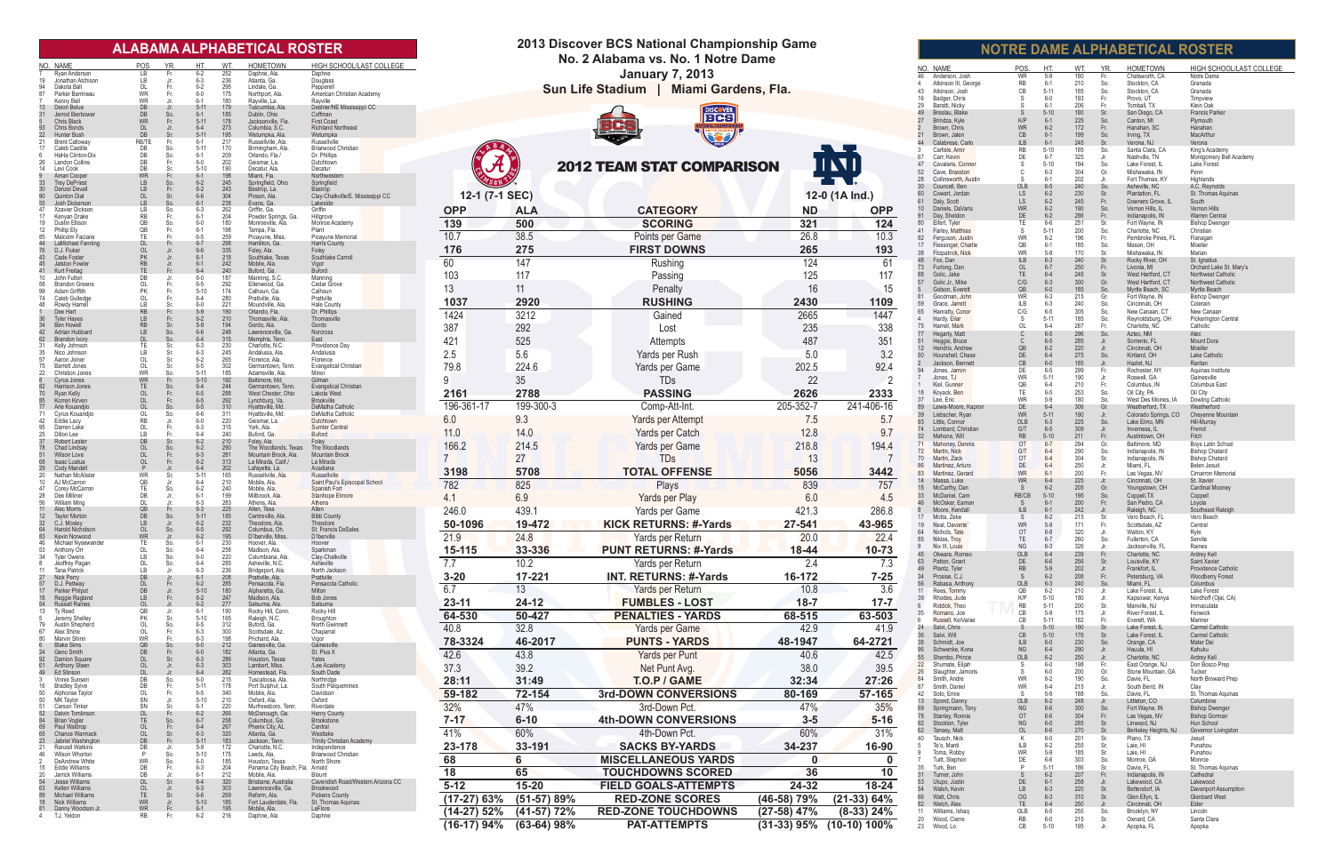# ALABAMA ALPHABETICAL ROSTER

| NO. | NAME | POS. | YR. | HT. | WT. | HOMETOWN | HIGH SCHOOL/LAST COLLEGE |
|---|---|---|---|---|---|---|---|
| 7 | Ryan Anderson | LB | Fr. | 6-2 | 252 | Daphne, Ala. | Daphne |
| 19 | Jonathan Atchison | LB | Jr. | 6-3 | 236 | Atlanta, Ga. | Douglass |
| 94 | Dakota Ball | DL | Fr. | 6-2 | 295 | Lindale, Ga. | Pepperell |
| 87 | Parker Barrineau | WR | Fr. | 6-0 | 175 | Northport, Ala. | American Christian Academy |
| 7 | Kenny Bell | WR | Jr. | 6-1 | 180 | Rayville, La. | Rayville |
| 13 | Deion Belue | DB | Jr. | 5-11 | 179 | Tuscumbia, Ala. | Deshler/NE Mississippi CC |
| 31 | Jerrod Bierbower | DB | So. | 6-1 | 185 | Dublin, Ohio | Coffman |
| 5 | Chris Black | WR | Fr. | 5-11 | 178 | Jacksonville, Fla. | First Coast |
| 93 | Chris Bonds | DL | Jr. | 6-4 | 273 | Columbia, S.C. | Richland Northeast |
| 22 | Hunter Bush | DB | Sr. | 5-11 | 195 | Wetumpka, Ala. | Wetumpka |
| 21 | Brent Calloway | RB/TE | Fr. | 6-1 | 217 | Russellville, Ala. | Russellville |
| 17 | Caleb Castille | DB | So. | 5-11 | 170 | Birmingham, Ala. | Briarwood Christian |
| 6 | HaHa Clinton-Dix | DB | So. | 6-1 | 209 | Orlando, Fla./ | Dr. Phillips |
| 26 | Landon Collins | DB | Fr. | 6-0 | 202 | Geismar, La. | Dutchtown |
| 14 | Levi Cook | DB | Sr. | 5-10 | 190 | Decatur, Ala. | Decatur |
| 9 | Amari Cooper | WR | Fr. | 6-1 | 198 | Miami, Fla. | Northwestern |
| 33 | Trey DePriest | LB | So. | 6-2 | 245 | Springfield, Ohio | Springfield |
| 30 | Denzel Devall | LB | Fr. | 6-2 | 243 | Bastrop, La. | Bastrop |
| 90 | Quinton Dial | DL | Sr. | 6-6 | 304 | Pinson, Ala. | Clay-Chalkville/E. Mississippi CC |
| 55 | Josh Dickerson | LB | So. | 6-1 | 238 | Evans, Ga. | Lakeside |
| 47 | Xzavier Dickson | LB | So. | 6-3 | 262 | Griffin, Ga. | Griffin |
| 17 | Kenyan Drake | RB | Fr. | 6-1 | 204 | Powder Springs, Ga. | Hillgrove |
| 19 | Dustin Ellison | QB | So. | 6-0 | 180 | Monroeville, Ala. | Monroe Academy |
| 12 | Phillip Ely | QB | Fr. | 6-1 | 198 | Tampa, Fla. | Plant |
| 85 | Malcolm Faciane | TE | Fr. | 6-5 | 259 | Picayune, Miss. | Picayune Memorial |
| 44 | LaMichael Fanning | DL | Fr. | 6-7 | 298 | Hamilton, Ga. | Harris County |
| 76 | D.J. Fluker | OL | Jr. | 6-6 | 335 | Foley, Ala. | Foley |
| 43 | Cade Foster | PK | Jr. | 6-1 | 218 | Southlake, Texas | Southlake Carroll |
| 45 | Jalston Fowler | RB | Jr. | 6-1 | 242 | Mobile, Ala. | Vigor |
| 41 | Kurt Freitag | TE | Fr. | 6-4 | 240 | Buford, Ga. | Buford |
| 10 | John Fulton | DB | Jr. | 6-0 | 187 | Manning, S.C. | Manning |
| 58 | Brandon Greene | OL | Fr. | 6-5 | 292 | Ellenwood, Ga. | Cedar Grove |
| 99 | Adam Griffith | PK | Fr. | 5-10 | 174 | Calhoun, Ga. | Calhoun |
| 74 | Caleb Gulledge | OL | Fr. | 6-4 | 280 | Prattville, Ala. | Prattville |
| 48 | Rowdy Harrell | LB | Sr. | 6-0 | 221 | Moundville, Ala. | Hale County |
| 1 | Dee Hart | RB | Fr. | 5-9 | 190 | Orlando, Fla. | Dr. Phillips |
| 36 | Tyler Hayes | LB | Fr. | 6-2 | 210 | Thomasville, Ala. | Thomasville |
| 34 | Ben Howell | RB | Sr. | 5-9 | 194 | Gordo, Ala. | Gordo |
| 42 | Adrian Hubbard | LB | So. | 6-6 | 248 | Lawrenceville, Ga. | Norcross |
| 62 | Brandon Ivory | DL | So. | 6-4 | 315 | Memphis, Tenn. | East |
| 31 | Kelly Johnson | TE | Sr. | 6-3 | 230 | Charlotte, N.C. | Providence Day |
| 35 | Nico Johnson | LB | Sr. | 6-3 | 245 | Andalusia, Ala. | Andalusia |
| 57 | Aaron Joiner | OL | Sr. | 6-2 | 265 | Florence, Ala. | Florence |
| 75 | Barrett Jones | OL | Sr. | 6-5 | 302 | Germantown, Tenn. | Evangelical Christian |
| 22 | Christion Jones | WR | So. | 5-11 | 185 | Adamsville, Ala. | Minor |
| 8 | Cyrus Jones | WR | Fr. | 5-10 | 192 | Baltimore, Md. | Gilman |
| 82 | Harrison Jones | TE | So. | 6-4 | 244 | Germantown, Tenn. | Evangelical Christian |
| 70 | Ryan Kelly | OL | Fr. | 6-5 | 288 | West Chester, Ohio | Lakota West |
| 85 | Korren Kirven | DL | Fr. | 6-5 | 292 | Lynchburg, Va. | Brookville |
| 77 | Arie Kouandjio | OL | So. | 6-5 | 310 | Hyattsville, Md. | DeMatha Catholic |
| 71 | Cyrus Kouandjio | OL | So. | 6-6 | 311 | Hyattsville, Md. | DeMatha Catholic |
| 42 | Eddie Lacy | RB | Jr. | 6-0 | 220 | Geismar, La. | Dutchtown |
| 95 | Darren Lake | DL | Fr. | 6-3 | 315 | York, Ala. | Sumter Central |
| 25 | Dillon Lee | LB | Fr. | 6-4 | 240 | Buford, Ga. | Buford |
| 37 | Robert Lester | DB | Sr. | 6-2 | 210 | Foley, Ala. | Foley |
| 78 | Chad Lindsay | OL | So. | 6-2 | 290 | The Woodlands, Texas | The Woodlands |
| 51 | Wilson Love | DL | Fr. | 6-3 | 281 | Mountain Brook, Ala. | Mountain Brook |
| 68 | Isaac Luatua | OL | Fr. | 6-2 | 313 | La Mirada, Calif./ | La Mirada |
| 29 | Cody Mandell | P | Jr. | 6-4 | 202 | Lafayette, La. | Acadiana |
| 20 | Nathan McAlister | WR | Sr. | 5-11 | 165 | Russellville, Ala. | Russellville |
| 10 | AJ McCarron | QB | Jr. | 6-4 | 210 | Mobile, Ala. | Saint Paul's Episcopal School |
| 47 | Corey McCarron | TE | So. | 6-2 | 240 | Mobile, Ala. | Spanish Fort |
| 28 | Dee Milliner | DB | Jr. | 6-1 | 199 | Millbrook, Ala. | Stanhope Elmore |
| 56 | William Ming | DL | Jr. | 6-3 | 283 | Athens, Ala. | Athens |
| 11 | Alec Morris | QB | Fr. | 6-3 | 225 | Allen, Texas | Allen |
| 12 | Taylor Morton | DB | So. | 5-11 | 185 | Centreville, Ala. | Bibb County |
| 32 | C.J. Mosley | LB | Jr. | 6-2 | 232 | Theodore, Ala. | Theodore |
| 64 | Harold Nicholson | OL | So. | 6-5 | 292 | Columbus, Oh. | St. Francis DeSales |
| 83 | Kevin Norwood | WR | Jr. | 6-2 | 195 | D'Iberville, Miss. | D'Iberville |
| 46 | Michael Nysewander | TE | So. | 6-1 | 230 | Hoover, Ala. | Hoover |
| 53 | Anthony Orr | DL | So. | 6-4 | 258 | Madison, Ala. | Sparkman |
| 34 | Tyler Owens | LB | So. | 6-0 | 220 | Columbiana, Ala. | Clay-Chalkville |
| 8 | Jeoffrey Pagan | DL | So. | 6-4 | 285 | Asheville, N.C. | Asheville |
| 11 | Tana Patrick | LB | Jr. | 6-3 | 236 | Bridgeport, Ala. | North Jackson |
| 27 | Nick Perry | DB | Jr. | 6-1 | 208 | Prattville, Ala. | Prattville |
| 57 | D.J. Pettway | DL | Fr. | 6-2 | 285 | Pensacola, Fla. | Pensacola Catholic |
| 17 | Parker Philpot | DB | Jr. | 5-10 | 180 | Alpharetta, Ga. | Milton |
| 18 | Reggie Ragland | LB | Fr. | 6-2 | 247 | Madison, Ala. | Bob Jones |
| 54 | Russell Raines | OL | Jr. | 6-2 | 277 | Satsuma, Ala. | Satsuma |
| 13 | Ty Reed | QB | Jr. | 6-1 | 190 | Rocky Hill, Conn. | Rocky Hill |
| 5 | Jeremy Shelley | PK | Sr. | 5-10 | 165 | Raleigh, N.C. | Broughton |
| 79 | Austin Shepherd | OL | So. | 6-5 | 312 | Buford, Ga. | North Gwinnett |
| 67 | Alex Shine | OL | Fr. | 6-3 | 300 | Scottsdale, Az. | Chaparral |
| 80 | Marvin Shinn | WR | Fr. | 6-3 | 198 | Prichard, Ala. | Vigor |
| 6 | Blake Sims | QB | So. | 6-0 | 212 | Gainesville, Ga. | Gainesville |
| 24 | Geno Smith | DB | Fr. | 6-0 | 182 | Atlanta, Ga. | St. Pius X |
| 92 | Damion Square | DL | Sr. | 6-3 | 286 | Houston, Texas | Yates |
| 61 | Anthony Steen | OL | Jr. | 6-3 | 303 | Lambert, Miss. | /Lee Academy |
| 49 | Ed Stinson | DL | Jr. | 6-4 | 282 | Homestead, Fla. | South Dade |
| 3 | Vinnie Sunseri | DB | So. | 6-0 | 215 | Tuscaloosa, Ala. | Northridge |
| 16 | Bradley Sylve | DB | Fr. | 5-11 | 178 | Port Sulphur, La. | South Plaquemines |
| 50 | Alphonse Taylor | OL | Fr. | 6-5 | 340 | Mobile, Ala. | Davidson |
| 50 | MK Taylor | SN | Jr. | 5-10 | 210 | Oxford, Ala. | Oxford |
| 51 | Carson Tinker | SN | Sr. | 6-1 | 220 | Murfreesboro, Tenn. | Riverdale |
| 52 | Dalvin Tomlinson | DL | Fr. | 6-2 | 266 | McDonough, Ga. | Henry County |
| 84 | Brian Vogler | TE | So. | 6-7 | 258 | Columbus, Ga. | Brookstone |
| 69 | Paul Waldrop | OL | Fr. | 6-4 | 267 | Phenix City, AL | Central |
| 65 | Chance Warmack | OL | Sr. | 6-3 | 320 | Atlanta, Ga. | Westlake |
| 23 | Jabriel Washington | DB | Fr. | 5-11 | 183 | Jackson, Tenn. | Trinity Christian Academy |
| 21 | Ranzell Watkins | DB | Jr. | 5-9 | 172 | Charlotte, N.C. | Independence |
| 46 | Wilson Whorton | P | So. | 5-10 | 175 | Leeds, Ala. | Briarwood Christian |
| 2 | DeAndrew White | WR | So. | 6-0 | 185 | Houston, Texas | North Shore |
| 15 | Eddie Williams | DB | Fr. | 6-3 | 204 | Panama City Beach, Fla. | Arnold |
| 20 | Jarrick Williams | DB | Jr. | 6-1 | 212 | Mobile, Ala. | Blount |
| 54 | Jesse Williams | DL | Sr. | 6-4 | 320 | Brisbane, Australia | Cavendish Road/Western Arizona CC |
| 63 | Kellen Williams | OL | Jr. | 6-3 | 303 | Lawrenceville, Ga. | Brookwood |
| 89 | Michael Williams | TE | Sr. | 6-6 | 269 | Reform, Ala. | Pickens County |
| 18 | Nick Williams | WR | Jr. | 5-10 | 185 | Fort Lauderdale, Fla. | St. Thomas Aquinas |
| 81 | Danny Woodson Jr. | WR | Fr. | 6-1 | 195 | Mobile, Ala. | LeFlore |
| 4 | T.J. Yeldon | RB | Fr. | 6-2 | 216 | Daphne, Ala. | Daphne |

# 2013 Discover BCS National Championship Game
## No. 2 Alabama vs. No. 1 Notre Dame
### January 7, 2013
### Sun Life Stadium | Miami Gardens, Fla.

## 2012 TEAM STAT COMPARISON

| OPP | ALA 12-1 (7-1 SEC) | CATEGORY | ND 12-0 (1A Ind.) | OPP |
|---|---|---|---|---|
| 139 | 500 | SCORING | 321 | 124 |
| 10.7 | 38.5 | Points per Game | 26.8 | 10.3 |
| 176 | 275 | FIRST DOWNS | 265 | 193 |
| 60 | 147 | Rushing | 124 | 61 |
| 103 | 117 | Passing | 125 | 117 |
| 13 | 11 | Penalty | 16 | 15 |
| 1037 | 2920 | RUSHING | 2430 | 1109 |
| 1424 | 3212 | Gained | 2665 | 1447 |
| 387 | 292 | Lost | 235 | 338 |
| 421 | 525 | Attempts | 487 | 351 |
| 2.5 | 5.6 | Yards per Rush | 5.0 | 3.2 |
| 79.8 | 224.6 | Yards per Game | 202.5 | 92.4 |
| 9 | 35 | TDs | 22 | 2 |
| 2161 | 2788 | PASSING | 2626 | 2333 |
| 196-361-17 | 199-300-3 | Comp-Att-Int. | 205-352-7 | 241-406-16 |
| 6.0 | 9.3 | Yards per Attempt | 7.5 | 5.7 |
| 11.0 | 14.0 | Yards per Catch | 12.8 | 9.7 |
| 166.2 | 214.5 | Yards per Game | 218.8 | 194.4 |
| 7 | 27 | TDs | 13 | 7 |
| 3198 | 5708 | TOTAL OFFENSE | 5056 | 3442 |
| 782 | 825 | Plays | 839 | 757 |
| 4.1 | 6.9 | Yards per Play | 6.0 | 4.5 |
| 246.0 | 439.1 | Yards per Game | 421.3 | 286.8 |
| 50-1096 | 19-472 | KICK RETURNS: #-Yards | 27-541 | 43-965 |
| 21.9 | 24.8 | Yards per Return | 20.0 | 22.4 |
| 15-115 | 33-336 | PUNT RETURNS: #-Yards | 18-44 | 10-73 |
| 7.7 | 10.2 | Yards per Return | 2.4 | 7.3 |
| 3-20 | 17-221 | INT. RETURNS: #-Yards | 16-172 | 7-25 |
| 6.7 | 13 | Yards per Return | 10.8 | 3.6 |
| 23-11 | 24-12 | FUMBLES - LOST | 18-7 | 17-7 |
| 64-530 | 50-427 | PENALTIES - YARDS | 68-515 | 63-503 |
| 40.8 | 32.8 | Yards per Game | 42.9 | 41.9 |
| 78-3324 | 46-2017 | PUNTS - YARDS | 48-1947 | 64-2721 |
| 42.6 | 43.8 | Yards per Punt | 40.6 | 42.5 |
| 37.3 | 39.2 | Net Punt Avg. | 38.0 | 39.5 |
| 28:11 | 31:49 | T.O.P / GAME | 32:34 | 27:26 |
| 59-182 | 72-154 | 3rd-DOWN CONVERSIONS | 80-169 | 57-165 |
| 32% | 47% | 3rd-Down Pct. | 47% | 35% |
| 7-17 | 6-10 | 4th-DOWN CONVERSIONS | 3-5 | 5-16 |
| 41% | 60% | 4th-Down Pct. | 60% | 31% |
| 23-178 | 33-191 | SACKS BY-YARDS | 34-237 | 16-90 |
| 68 | 6 | MISCELLANEOUS YARDS | 36 | 0 |
| 18 | 65 | TOUCHDOWNS SCORED | 36 | 10 |
| 5-12 | 15-20 | FIELD GOALS-ATTEMPTS | 24-32 | 18-24 |
| (17-27) 63% | (51-57) 89% | RED-ZONE SCORES | (46-58) 79% | (21-33) 64% |
| (14-27) 52% | (41-57) 72% | RED-ZONE TOUCHDOWNS | (27-58) 47% | (8-33) 24% |
| (16-17) 94% | (63-64) 98% | PAT-ATTEMPTS | (31-33) 95% | (10-10) 100% |

# NOTRE DAME ALPHABETICAL ROSTER

| NO. | NAME | POS. | HT. | WT. | YR. | HOMETOWN | HIGH SCHOOL/LAST COLLEGE |
|---|---|---|---|---|---|---|---|
| 46 | Anderson, Josh | WR | 5-9 | 180 | Fr. | Chatsworth, CA | Notre Dame |
| 4 | Atkinson III, George | RB | 6-1 | 210 | So. | Stockton, CA | Granada |
| 43 | Atkinson, Josh | CB | 5-11 | 185 | So. | Stockton, CA | Granada |
| 16 | Badger, Chris | S | 6-0 | 193 | Fr. | Provo, UT | Timpview |
| 29 | Baratti, Nicky | S | 6-1 | 206 | Fr. | Tomball, TX | Klein Oak |
| 49 | Breslau, Blake | S | 5-10 | 180 | Sr. | San Diego, CA | Francis Parker |
| 27 | Brindza, Kyle | K/P | 6-1 | 225 | So. | Canton, MI | Plymouth |
| 2 | Brown, Chris | WR | 6-2 | 172 | Fr. | Hanahan, SC | Hanahan |
| 21 | Brown, Jalen | CB | 6-1 | 199 | So. | Irving, TX | MacArthur |
| 44 | Calabrese, Carlo | ILB | 6-1 | 245 | Sr. | Verona, NJ | Verona |
| 3 | Carlisle, Amir | RB | 5-10 | 185 | So. | Santa Clara, CA | King's Academy |
| 67 | Carr, Kevin | DE | 6-7 | 325 | Jr. | Nashville, TN | Montgomery Bell Academy |
| 47 | Cavalaris, Connor | S | 5-10 | 194 | So. | Lake Forest, IL | Lake Forest |
| 52 | Cave, Braxston | C | 6-3 | 304 | Gr. | Mishawaka, IN | Penn |
| 28 | Collinsworth, Austin | S | 6-1 | 202 | Jr. | Fort Thomas, KY | Highlands |
| 30 | Councell, Ben | OLB | 6-5 | 240 | So. | Asheville, NC | A.C. Reynolds |
| 60 | Cowart, Jordan | LS | 6-2 | 230 | Sr. | Plantation, FL | St. Thomas Aquinas |
| 61 | Daly, Scott | LS | 6-2 | 245 | Fr. | Downers Grove, IL | South |
| 10 | Daniels, DaVaris | WR | 6-2 | 190 | So. | Vernon Hills, IL | Vernon Hills |
| 91 | Day, Sheldon | DE | 6-2 | 286 | Fr. | Indianapolis, IN | Warren Central |
| 80 | Eifert, Tyler | TE | 6-6 | 251 | Sr. | Fort Wayne, IN | Bishop Dwenger |
| 41 | Farley, Matthias | S | 5-11 | 200 | So. | Charlotte, NC | Christian |
| 82 | Ferguson, Justin | WR | 6-2 | 196 | Fr. | Pembroke Pines, FL | Flanagan |
| 17 | Fessinger, Charlie | QB | 6-1 | 185 | So. | Mason, OH | Moeller |
| 38 | Fitzpatrick, Nick | WR | 5-8 | 170 | Sr. | Mishawaka, IN | Marian |
| 45 | Fox, Dan | ILB | 6-3 | 240 | Sr. | Rocky River, OH | St. Ignatius |
| 73 | Furlong, Dan | OL | 6-7 | 250 | Fr. | Livonia, MI | Orchard Lake St. Mary's |
| 88 | Golic, Jake | TE | 6-4 | 245 | Sr. | West Hartford, CT | Northwest Catholic |
| 57 | Golic Jr., Mike | C/G | 6-3 | 300 | Gr. | West Hartford, CT | Northwest Catholic |
| 5 | Golson, Everett | QB | 6-0 | 185 | So. | Myrtle Beach, SC | Myrtle Beach |
| 81 | Goodman, John | WR | 6-3 | 215 | Gr. | Fort Wayne, IN | Bishop Dwenger |
| 59 | Grace, Jarrett | ILB | 6-3 | 240 | So. | Cincinnati, OH | Colerain |
| 65 | Hanratty, Conor | C/G | 6-5 | 305 | So. | New Canaan, CT | New Canaan |
| 4 | Hardy, Eilar | S | 5-11 | 185 | So. | Reynoldsburg, OH | Pickerington Central |
| 75 | Harrell, Mark | OL | 6-4 | 287 | Fr. | Charlotte, NC | Catholic |
| 77 | Hegarty, Matt | C | 6-5 | 296 | So. | Aztec, NM | Atec |
| 51 | Heggie, Bruce | C | 6-6 | 285 | Jr. | Sorrento, FL | Mount Dora |
| 18 | Hendrix, Andrew | QB | 6-2 | 220 | Jr. | Cincinnati, OH | Moeller |
| 50 | Hounshell, Chase | DE | 6-4 | 275 | So. | Kirtland, OH | Lake Catholic |
| 2 | Jackson, Bennett | CB | 6-0 | 185 | Jr. | Hazlet, NJ | Raritan |
| 94 | Jones, Jarron | DE | 6-5 | 299 | Fr. | Rochester, NY | Aquinas Institute |
| 7 | Jones, TJ | WR | 5-11 | 190 | Jr. | Roswell, GA | Gainesville |
| 1 | Kiel, Gunner | QB | 6-4 | 210 | Fr. | Columbus, IN | Columbus East |
| 18 | Koyack, Ben | TE | 6-5 | 253 | So. | Oil City, PA | Oil City |
| 37 | Lee, Eric | WR | 5-9 | 180 | So. | West Des Moines, IA | Dowling Catholic |
| 89 | Lewis-Moore, Kapron | DE | 6-4 | 306 | Gr. | Weatherford, TX | Weatherford |
| 39 | Liebscher, Ryan | WR | 5-11 | 190 | Jr. | Colorado Springs, CO | Cheyenne Mountain |
| 93 | Little, Connor | OLB | 6-3 | 225 | So. | Lake Elmo, MN | Hill-Murray |
| 74 | Lombard, Christian | G/T | 6-5 | 309 | Jr. | Inverness, IL | Fremd |
| 32 | Mahone, Will | RB | 5-10 | 211 | Fr. | Austintown, OH | Fitch |
| 71 | Mahoney, Dennis | OT | 6-7 | 294 | Gr. | Baltimore, MD | Boys Latin School |
| 72 | Martin, Nick | G/T | 6-4 | 290 | So. | Indianapolis, IN | Bishop Chatard |
| 70 | Martin, Zack | OT | 6-4 | 304 | Sr. | Indianapolis, IN | Bishop Chatard |
| 86 | Martinez, Arturo | DE | 6-4 | 250 | Jr. | Miami, FL | Belen Jesuit |
| 83 | Martinez, Gerard | WR | 6-1 | 200 | Fr. | Las Vegas, NV | Cimarron Memorial |
| 54 | Massa, Luke | WR | 6-4 | 225 | Jr. | Cincinnati, OH | St. Xavier |
| 15 | McCarthy, Dan | S | 6-2 | 205 | Gr. | Youngstown, OH | Cardinal Mooney |
| 33 | McDaniel, Cam | RB/CB | 5-10 | 195 | So. | Coppell, TX | Coppell |
| 46 | McCaber, Eamon | S | 6-1 | 200 | Fr. | San Pedro, CA | Loyola |
| 8 | Moore, Kendall | ILB | 6-1 | 242 | Jr. | Raleigh, NC | Southeast Raleigh |
| 17 | Motta, Zeke | S | 6-2 | 215 | Sr. | Vero Beach, FL | Vero Beach |
| 19 | Neal, Davonte' | WR | 5-9 | 171 | Fr. | Scottsdale, AZ | Central |
| 64 | Nichols, Tate | OT | 6-8 | 320 | Jr. | Walton, KY | Ryle |
| 85 | Niklas, Troy | TE | 6-7 | 260 | So. | Fullerton, CA | Servite |
| 9 | Nix III, Louis | NG | 6-3 | 326 | Jr. | Jacksonville, FL | Raines |
| 45 | Okwara, Romeo | OLB | 6-4 | 239 | Fr. | Charlotte, NC | Ardrey Kell |
| 63 | Patton, Grant | DE | 6-6 | 256 | Sr. | Louisville, KY | Saint Xavier |
| 49 | Plantz, Tyler | RB | 5-9 | 202 | Jr. | Frankfort, IL | Providence Catholic |
| 34 | Prosise, C.J. | S | 6-2 | 208 | Fr. | Petersburg, VA | Woodberry Forest |
| 56 | Rabasa, Anthony | OLB | 6-3 | 240 | So. | Miami, FL | Columbus |
| 11 | Rees, Tommy | QB | 6-2 | 210 | Jr. | Lake Forest, IL | Lake Forest |
| 39 | Rhodes, Jude | K/P | 5-10 | 180 | Jr. | Kapsowar, Kenya | Nordhoff (Ojai, CA) |
| 6 | Riddick, Theo | RB | 5-11 | 200 | Sr. | Manville, NJ | Immaculata |
| 35 | Romano, Joe | CB | 5-9 | 175 | Jr. | River Forest, IL | Fenwick |
| 26 | Russell, KeiVarae | CB | 5-11 | 182 | Fr. | Everett, WA | Mariner |
| 24 | Salvi, Chris | S | 5-10 | 190 | Sr. | Lake Forest, IL | Carmel Catholic |
| 36 | Salvi, Will | CB | 5-10 | 176 | Sr. | Lake Forest, IL | Carmel Catholic |
| 38 | Schmidt, Joe | ILB | 6-0 | 230 | So. | Orange, CA | Mater Dei |
| 96 | Schwenke, Kona | NG | 6-4 | 290 | Jr. | Hauula, HI | Kahuku |
| 55 | Shembo, Prince | OLB | 6-2 | 250 | Jr. | Charlotte, NC | Ardrey Kell |
| 22 | Shumate, Elijah | S | 6-0 | 198 | Fr. | East Orange, NJ | Don Bosco Prep |
| 26 | Slaughter, Jamoris | S | 6-0 | 200 | Gr. | Stone Mountain, GA | Tucker |
| 84 | Smith, Andre | WR | 6-2 | 190 | So. | Davie, FL | North Broward Prep |
| 87 | Smith, Daniel | WR | 6-4 | 215 | Jr. | South Bend, IN | Clay |
| 42 | Soto, Ernie | S | 5-9 | 188 | So. | Davie, FL | St. Thomas Aquinas |
| 13 | Spond, Danny | OLB | 6-2 | 248 | Jr. | Littleton, CO | Columbine |
| 69 | Springmann, Tony | NG | 6-6 | 300 | So. | Fort Wayne, IN | Bishop Dwenger |
| 78 | Stanley, Ronnie | OT | 6-6 | 304 | Fr. | Las Vegas, NV | Bishop Gorman |
| 92 | Stockton, Tyler | NG | 6-0 | 285 | So. | Linwood, NJ | Hun School |
| 62 | Tansey, Matt | OL | 6-6 | 270 | Sr. | Berkeley Heights, NJ | Governor Livingston |
| 40 | Tausch, Nick | K | 6-0 | 201 | Sr. | Plano, TX | Jesuit |
| 5 | Te'o, Manti | ILB | 6-2 | 255 | Sr. | Laie, HI | Punahou |
| 9 | Toma, Robby | WR | 5-9 | 185 | Sr. | Laie, HI | Punahou |
| 7 | Tuitt, Stephon | DE | 6-6 | 303 | So. | Monroe, GA | Monroe |
| 35 | Turk, Ben | P | 5-11 | 186 | Sr. | Davie, FL | St. Thomas Aquinas |
| 31 | Turner, John | S | 6-2 | 207 | Fr. | Indianapolis, IN | Cathedral |
| 53 | Utupo, Justin | DE | 6-1 | 258 | Sr. | Lakewood, CA | Lakewood |
| 54 | Walsh, Kevin | LB | 6-3 | 220 | Sr. | Bettendorf, IA | Davenport Assumption |
| 66 | Watt, Chris | OG | 6-3 | 310 | Sr. | Glen Ellyn, IL | Glenbard West |
| 82 | Welch, Alex | TE | 6-4 | 250 | Jr. | Cincinnati, OH | Elder |
| 11 | Williams, Ishaq | OLB | 6-5 | 255 | So. | Brooklyn, NY | Lincoln |
| 20 | Wood, Cierre | RB | 6-0 | 215 | Sr. | Oxnard, CA | Santa Clara |
| 23 | Wood, Lo | CB | 5-10 | 195 | Jr. | Apopka, FL | Apopka |